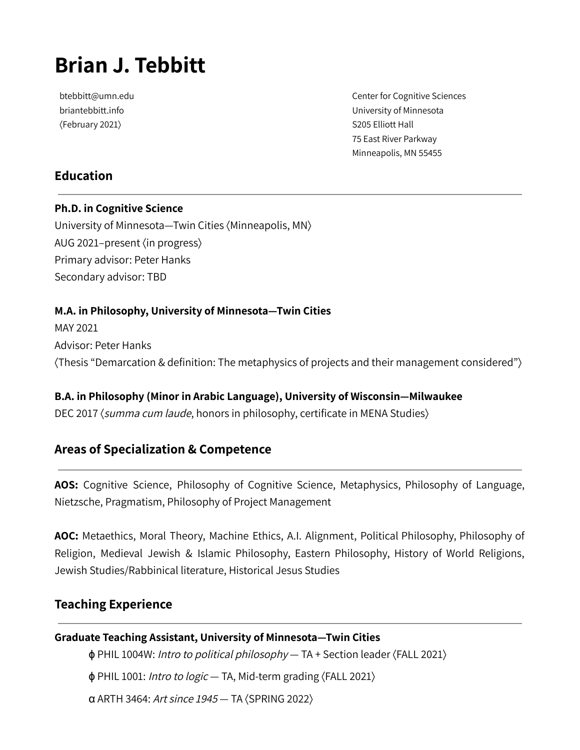# Brian J. Tebbitt

btebbitt@umn.edu
briantebbitt.info
⟨February 2021⟩

Center for Cognitive Sciences
University of Minnesota
S205 Elliott Hall
75 East River Parkway
Minneapolis, MN 55455

## Education

**Ph.D. in Cognitive Science**
University of Minnesota—Twin Cities ⟨Minneapolis, MN⟩
AUG 2021–present ⟨in progress⟩
Primary advisor: Peter Hanks
Secondary advisor: TBD

**M.A. in Philosophy, University of Minnesota—Twin Cities**
MAY 2021
Advisor: Peter Hanks
⟨Thesis "Demarcation & definition: The metaphysics of projects and their management considered"⟩

**B.A. in Philosophy (Minor in Arabic Language), University of Wisconsin—Milwaukee**
DEC 2017 ⟨*summa cum laude*, honors in philosophy, certificate in MENA Studies⟩

## Areas of Specialization & Competence

**AOS:** Cognitive Science, Philosophy of Cognitive Science, Metaphysics, Philosophy of Language, Nietzsche, Pragmatism, Philosophy of Project Management

**AOC:** Metaethics, Moral Theory, Machine Ethics, A.I. Alignment, Political Philosophy, Philosophy of Religion, Medieval Jewish & Islamic Philosophy, Eastern Philosophy, History of World Religions, Jewish Studies/Rabbinical literature, Historical Jesus Studies

## Teaching Experience

**Graduate Teaching Assistant, University of Minnesota—Twin Cities**

- ϕ PHIL 1004W: *Intro to political philosophy* — TA + Section leader ⟨FALL 2021⟩
- ϕ PHIL 1001: *Intro to logic* — TA, Mid-term grading ⟨FALL 2021⟩
- α ARTH 3464: *Art since 1945* — TA ⟨SPRING 2022⟩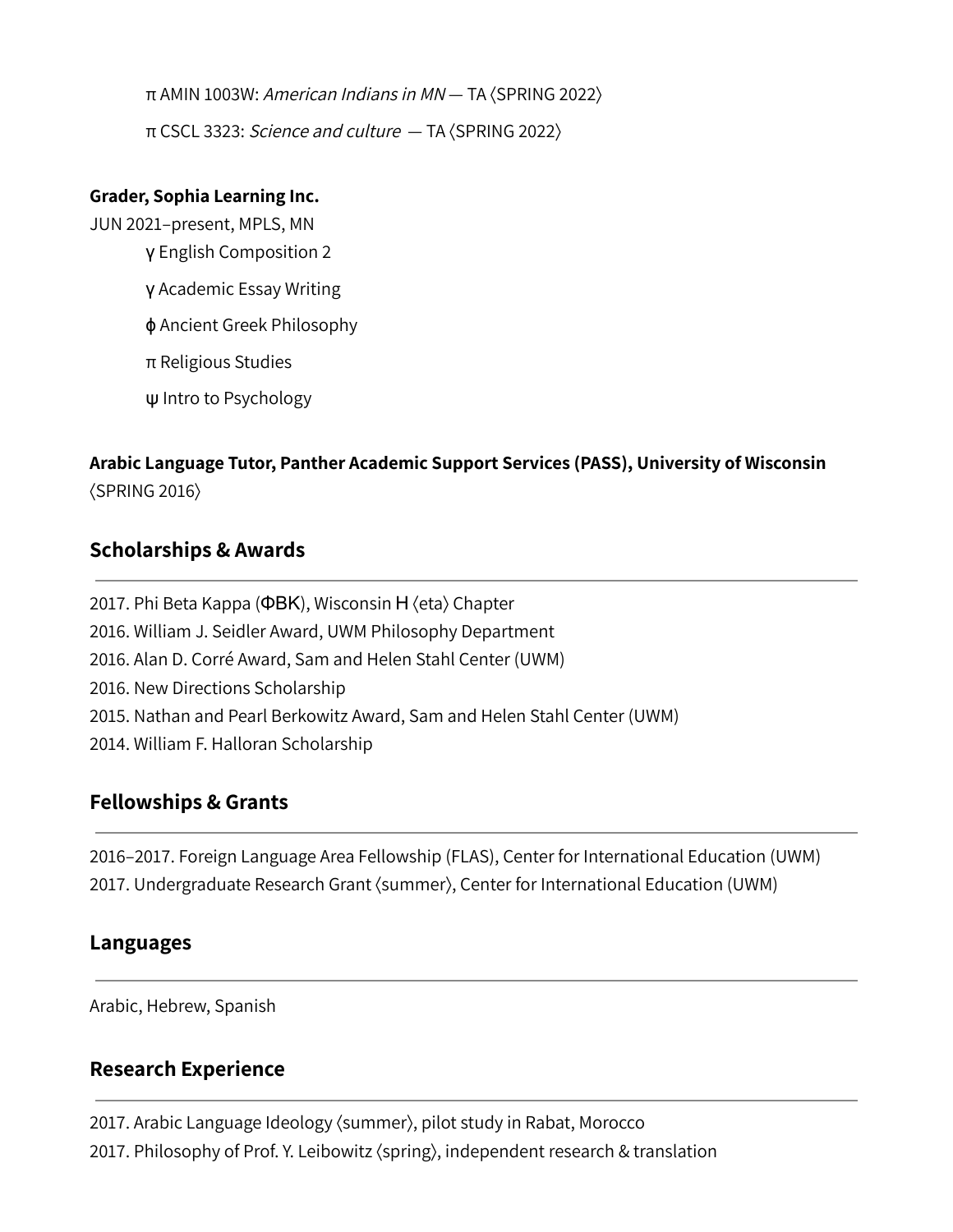π AMIN 1003W: *American Indians in MN* — TA ⟨SPRING 2022⟩

π CSCL 3323: *Science and culture* — TA ⟨SPRING 2022⟩

**Grader, Sophia Learning Inc.**
JUN 2021–present, MPLS, MN

γ English Composition 2

γ Academic Essay Writing

ϕ Ancient Greek Philosophy

π Religious Studies

ψ Intro to Psychology

**Arabic Language Tutor, Panther Academic Support Services (PASS), University of Wisconsin**
⟨SPRING 2016⟩

## Scholarships & Awards

2017. Phi Beta Kappa (ΦΒΚ), Wisconsin Η ⟨eta⟩ Chapter
2016. William J. Seidler Award, UWM Philosophy Department
2016. Alan D. Corré Award, Sam and Helen Stahl Center (UWM)
2016. New Directions Scholarship
2015. Nathan and Pearl Berkowitz Award, Sam and Helen Stahl Center (UWM)
2014. William F. Halloran Scholarship

## Fellowships & Grants

2016–2017. Foreign Language Area Fellowship (FLAS), Center for International Education (UWM)
2017. Undergraduate Research Grant ⟨summer⟩, Center for International Education (UWM)

## Languages

Arabic, Hebrew, Spanish

## Research Experience

2017. Arabic Language Ideology ⟨summer⟩, pilot study in Rabat, Morocco
2017. Philosophy of Prof. Y. Leibowitz ⟨spring⟩, independent research & translation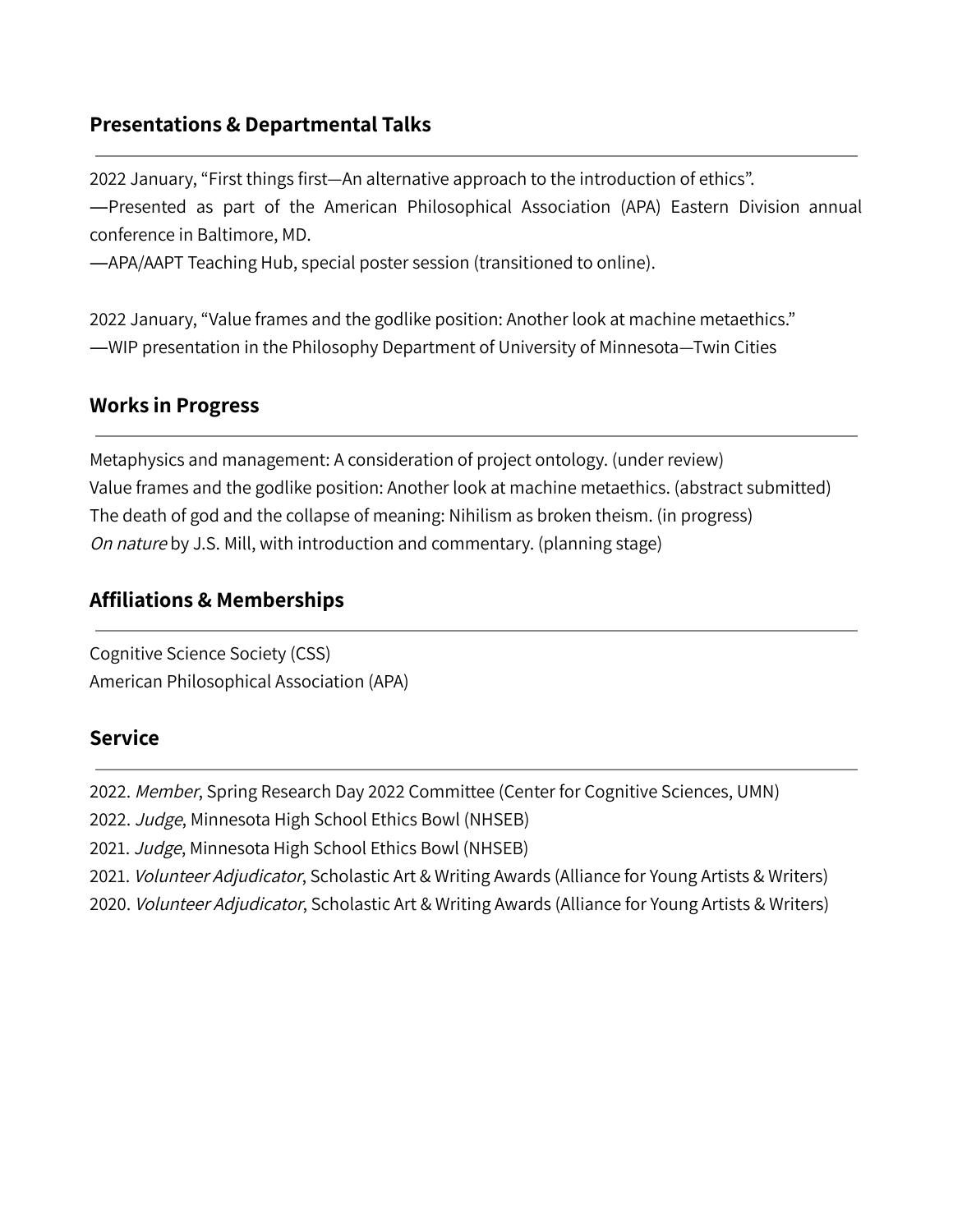## Presentations & Departmental Talks

2022 January, “First things first—An alternative approach to the introduction of ethics”.
—Presented as part of the American Philosophical Association (APA) Eastern Division annual conference in Baltimore, MD.
—APA/AAPT Teaching Hub, special poster session (transitioned to online).

2022 January, “Value frames and the godlike position: Another look at machine metaethics.”
—WIP presentation in the Philosophy Department of University of Minnesota—Twin Cities

## Works in Progress

Metaphysics and management: A consideration of project ontology. (under review)
Value frames and the godlike position: Another look at machine metaethics. (abstract submitted)
The death of god and the collapse of meaning: Nihilism as broken theism. (in progress)
*On nature* by J.S. Mill, with introduction and commentary. (planning stage)

## Affiliations & Memberships

Cognitive Science Society (CSS)
American Philosophical Association (APA)

## Service

2022. *Member*, Spring Research Day 2022 Committee (Center for Cognitive Sciences, UMN)
2022. *Judge*, Minnesota High School Ethics Bowl (NHSEB)
2021. *Judge*, Minnesota High School Ethics Bowl (NHSEB)
2021. *Volunteer Adjudicator*, Scholastic Art & Writing Awards (Alliance for Young Artists & Writers)
2020. *Volunteer Adjudicator*, Scholastic Art & Writing Awards (Alliance for Young Artists & Writers)